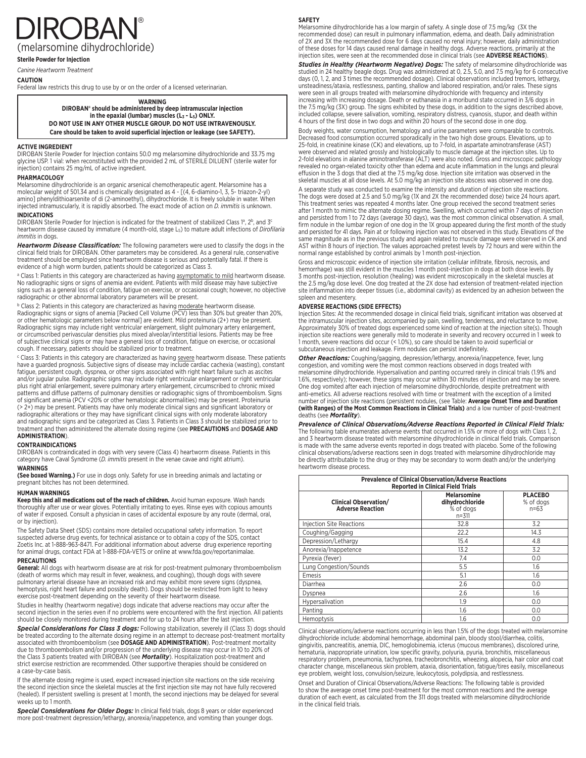# DIROBAN®

## (melarsomine dihydrochloride)

**Sterile Powder for Injection**

*Canine Heartworm Treatment*

**CAUTION**

Federal law restricts this drug to use by or on the order of a licensed veterinarian.

> **WARNING**
> **DIROBAN® should be administered by deep intramuscular injection in the epaxial (lumbar) muscles ($L_3$ - $L_5$) ONLY.**
> **DO NOT USE IN ANY OTHER MUSCLE GROUP. DO NOT USE INTRAVENOUSLY.**
> **Care should be taken to avoid superficial injection or leakage (see SAFETY).**

**ACTIVE INGREDIENT**

DIROBAN Sterile Powder for Injection contains 50.0 mg melarsomine dihydrochloride and 33.75 mg glycine USP. 1 vial: when reconstituted with the provided 2 mL of STERILE DILUENT (sterile water for injection) contains 25 mg/mL of active ingredient.

**PHARMACOLOGY**

Melarsomine dihydrochloride is an organic arsenical chemotherapeutic agent. Melarsomine has a molecular weight of 501.34 and is chemically designated as 4 - [(4, 6-diamino-1, 3, 5- triazon-2-yl) amino] phenyldithioarsenite of di (2-aminoethyl), dihydrochloride. It is freely soluble in water. When injected intramuscularly, it is rapidly absorbed. The exact mode of action on *D. immitis* is unknown.

**INDICATIONS**

DIROBAN Sterile Powder for Injection is indicated for the treatment of stabilized Class 1[a], 2[b], and 3[c] heartworm disease caused by immature (4 month-old, stage $L_5$) to mature adult infections of *Dirofilaria immitis* in dogs.

***Heartworm Disease Classification:*** The following parameters were used to classify the dogs in the clinical field trials for DIROBAN. Other parameters may be considered. As a general rule, conservative treatment should be employed since heartworm disease is serious and potentially fatal. If there is evidence of a high worm burden, patients should be categorized as Class 3.

[a] Class 1: Patients in this category are characterized as having asymptomatic to mild heartworm disease. No radiographic signs or signs of anemia are evident. Patients with mild disease may have subjective signs such as a general loss of condition, fatigue on exercise, or occasional cough; however, no objective radiographic or other abnormal laboratory parameters will be present.

[b] Class 2: Patients in this category are characterized as having moderate heartworm disease. Radiographic signs or signs of anemia [Packed Cell Volume (PCV) less than 30% but greater than 20%, or other hematologic parameters below normal] are evident. Mild proteinuria (2+) may be present. Radiographic signs may include right ventricular enlargement, slight pulmonary artery enlargement, or circumscribed perivascular densities plus mixed alveolar/interstitial lesions. Patients may be free of subjective clinical signs or may have a general loss of condition, fatigue on exercise, or occasional cough. If necessary, patients should be stabilized prior to treatment.

[c] Class 3: Patients in this category are characterized as having severe heartworm disease. These patients have a guarded prognosis. Subjective signs of disease may include cardiac cachexia (wasting), constant fatigue, persistent cough, dyspnea, or other signs associated with right heart failure such as ascites and/or jugular pulse. Radiographic signs may include right ventricular enlargement or right ventricular plus right atrial enlargement, severe pulmonary artery enlargement, circumscribed to chronic mixed patterns and diffuse patterns of pulmonary densities or radiographic signs of thromboembolism. Signs of significant anemia (PCV <20% or other hematologic abnormalities) may be present. Proteinuria (> 2+) may be present. Patients may have only moderate clinical signs and significant laboratory or radiographic alterations or they may have significant clinical signs with only moderate laboratory and radiographic signs and be categorized as Class 3. Patients in Class 3 should be stabilized prior to treatment and then administered the alternate dosing regime (see **PRECAUTIONS** and **DOSAGE AND ADMINISTRATION**).

**CONTRAINDICATIONS**

DIROBAN is contraindicated in dogs with very severe (Class 4) heartworm disease. Patients in this category have Caval Syndrome (*D. immitis* present in the venae cavae and right atrium).

**WARNINGS**

**(See boxed Warning.)** For use in dogs only. Safety for use in breeding animals and lactating or pregnant bitches has not been determined.

**HUMAN WARNINGS**

**Keep this and all medications out of the reach of children.** Avoid human exposure. Wash hands thoroughly after use or wear gloves. Potentially irritating to eyes. Rinse eyes with copious amounts of water if exposed. Consult a physician in cases of accidental exposure by any route (dermal, oral, or by injection).

The Safety Data Sheet (SDS) contains more detailed occupational safety information. To report suspected adverse drug events, for technical asistance or to obtain a copy of the SDS, contact Zoetis Inc. at 1-888-963-8471. For additional information about adverse drug experience reporting for animal drugs, contact FDA at 1-888-FDA-VETS or online at www.fda.gov/reportanimalae.

**PRECAUTIONS**

**General:** All dogs with heartworm disease are at risk for post-treatment pulmonary thromboembolism (death of worms which may result in fever, weakness, and coughing), though dogs with severe pulmonary arterial disease have an increased risk and may exhibit more severe signs (dyspnea, hemoptysis, right heart failure and possibly death). Dogs should be restricted from light to heavy exercise post-treatment depending on the severity of their heartworm disease.

Studies in healthy (heartworm negative) dogs indicate that adverse reactions may occur after the second injection in the series even if no problems were encountered with the first injection. All patients should be closely monitored during treatment and for up to 24 hours after the last injection.

***Special Considerations for Class 3 dogs:*** Following stabilization, severely ill (Class 3) dogs should be treated according to the alternate dosing regime in an attempt to decrease post-treatment mortality associated with thromboembolism (see **DOSAGE AND ADMINISTRATION**). Post-treatment mortality due to thromboembolism and/or progression of the underlying disease may occur in 10 to 20% of the Class 3 patients treated with DIROBAN (see ***Mortality***). Hospitalization post-treatment and strict exercise restriction are recommended. Other supportive therapies should be considered on a case-by-case basis.

If the alternate dosing regime is used, expect increased injection site reactions on the side receiving the second injection since the skeletal muscles at the first injection site may not have fully recovered (healed). If persistent swelling is present at 1 month, the second injections may be delayed for several weeks up to 1 month.

***Special Considerations for Older Dogs:*** In clinical field trials, dogs 8 years or older experienced more post-treatment depression/lethargy, anorexia/inappetence, and vomiting than younger dogs.

**SAFETY**

Melarsomine dihydrochloride has a low margin of safety. A single dose of 7.5 mg/kg (3X the recommended dose) can result in pulmonary inflammation, edema, and death. Daily administration of 2X and 3X the recommended dose for 6 days caused no renal injury; however, daily administration of these doses for 14 days caused renal damage in healthy dogs. Adverse reactions, primarily at the injection sites, were seen at the recommended dose in clinical trials (see **ADVERSE REACTIONS**).

***Studies in Healthy (Heartworm Negative) Dogs:*** The safety of melarsomine dihydrochloride was studied in 24 healthy beagle dogs. Drug was administered at 0, 2.5, 5.0, and 7.5 mg/kg for 6 consecutive days (0, 1, 2, and 3 times the recommended dosage). Clinical observations included tremors, lethargy, unsteadiness/ataxia, restlessness, panting, shallow and labored respiration, and/or rales. These signs were seen in all groups treated with melarsomine dihydrochloride with frequency and intensity increasing with increasing dosage. Death or euthanasia in a moribund state occurred in 3/6 dogs in the 7.5 mg/kg (3X) group. The signs exhibited by these dogs, in addition to the signs described above, included collapse, severe salivation, vomiting, respiratory distress, cyanosis, stupor, and death within 4 hours of the first dose in two dogs and within 20 hours of the second dose in one dog.

Body weights, water consumption, hematology and urine parameters were comparable to controls. Decreased food consumption occurred sporadically in the two high dose groups. Elevations, up to 25-fold, in creatinine kinase (CK) and elevations, up to 7-fold, in aspartate aminotransferase (AST) were observed and related grossly and histologically to muscle damage at the injection sites. Up to 2-fold elevations in alanine aminotransferase (ALT) were also noted. Gross and microscopic pathology revealed no organ-related toxicity other than edema and acute inflammation in the lungs and pleural effusion in the 3 dogs that died at the 7.5 mg/kg dose. Injection site irritation was observed in the skeletal muscles at all dose levels. At 5.0 mg/kg an injection site abscess was observed in one dog.

A separate study was conducted to examine the intensity and duration of injection site reactions. The dogs were dosed at 2.5 and 5.0 mg/kg (1X and 2X the recommended dose) twice 24 hours apart. This treatment series was repeated 4 months later. One group received the second treatment series after 1 month to mimic the alternate dosing regime. Swelling, which occurred within 7 days of injection and persisted from 1 to 72 days (average 30 days), was the most common clinical observation. A small, firm nodule in the lumbar region of one dog in the 1X group appeared during the first month of the study and persisted for 41 days. Pain at or following injection was not observed in this study. Elevations of the same magnitude as in the previous study and again related to muscle damage were observed in CK and AST within 8 hours of injection. The values approached pretest levels by 72 hours and were within the normal range established by control animals by 1 month post-injection.

Gross and microscopic evidence of injection site irritation (cellular infiltrate, fibrosis, necrosis, and hemorrhage) was still evident in the muscles 1 month post-injection in dogs at both dose levels. By 3 months post-injection, resolution (healing) was evident microscopically in the skeletal muscles at the 2.5 mg/kg dose level. One dog treated at the 2X dose had extension of treatment-related injection site inflammation into deeper tissues (i.e., abdominal cavity) as evidenced by an adhesion between the spleen and mesentery.

**ADVERSE REACTIONS (SIDE EFFECTS)**

Injection Sites: At the recommended dosage in clinical field trials, significant irritation was observed at the intramuscular injection sites, accompanied by pain, swelling, tenderness, and reluctance to move. Approximately 30% of treated dogs experienced some kind of reaction at the injection site(s). Though injection site reactions were generally mild to moderate in severity and recovery occurred in 1 week to 1 month, severe reactions did occur (< 1.0%), so care should be taken to avoid superficial or subcutaneous injection and leakage. Firm nodules can persist indefinitely.

***Other Reactions:*** Coughing/gagging, depression/lethargy, anorexia/inappetence, fever, lung congestion, and vomiting were the most common reactions observed in dogs treated with melarsomine dihydrochloride. Hypersalivation and panting occurred rarely in clinical trials (1.9% and 1.6%, respectively); however, these signs may occur within 30 minutes of injection and may be severe. One dog vomited after each injection of melarsomine dihydrochloride, despite pretreatment with anti-emetics. All adverse reactions resolved with time or treatment with the exception of a limited number of injection site reactions (persistent nodules, (see Table: **Average Onset Time and Duration (with Ranges) of the Most Common Reactions in Clinical Trials)** and a low number of post-treatment deaths (see ***Mortality***).

***Prevalence of Clinical Observations/Adverse Reactions Reported in Clinical Field Trials:*** The following table enumerates adverse events that occurred in 1.5% or more of dogs with Class 1, 2, and 3 heartworm disease treated with melarsomine dihydrochloride in clinical field trials. Comparison is made with the same adverse events reported in dogs treated with placebo. Some of the following clinical observations/adverse reactions seen in dogs treated with melarsomine dihydrochloride may be directly attributable to the drug or they may be secondary to worm death and/or the underlying heartworm disease process.

**Prevalence of Clinical Observation/Adverse Reactions Reported in Clinical Field Trials**

| Clinical Observation/ Adverse Reaction | Melarsomine dihydrochloride % of dogs n=311 | PLACEBO % of dogs n=63 |
|---|---|---|
| Injection Site Reactions | 32.8 | 3.2 |
| Coughing/Gagging | 22.2 | 14.3 |
| Depression/Lethargy | 15.4 | 4.8 |
| Anorexia/Inappetence | 13.2 | 3.2 |
| Pyrexia (fever) | 7.4 | 0.0 |
| Lung Congestion/Sounds | 5.5 | 1.6 |
| Emesis | 5.1 | 1.6 |
| Diarrhea | 2.6 | 0.0 |
| Dyspnea | 2.6 | 1.6 |
| Hypersalivation | 1.9 | 0.0 |
| Panting | 1.6 | 0.0 |
| Hemoptysis | 1.6 | 0.0 |

Clinical observations/adverse reactions occurring in less than 1.5% of the dogs treated with melarsomine dihydrochloride include: abdominal hemorrhage, abdominal pain, bloody stool/diarrhea, colitis, gingivitis, pancreatitis, anemia, DIC, hemoglobinemia, icterus (mucous membranes), discolored urine, hematuria, inappropriate urination, low specific gravity, polyuria, pyuria, bronchitis, miscellaneous respiratory problem, pneumonia, tachypnea, tracheobronchitis, wheezing, alopecia, hair color and coat character change, miscellaneous skin problem, ataxia, disorientation, fatigue/tires easily, miscellaneous eye problem, weight loss, convulsion/seizure, leukocytosis, polydipsia, and restlessness.

Onset and Duration of Clinical Observations/Adverse Reactions: The following table is provided to show the average onset time post-treatment for the most common reactions and the average duration of each event, as calculated from the 311 dogs treated with melarsomine dihydrochloride in the clinical field trials.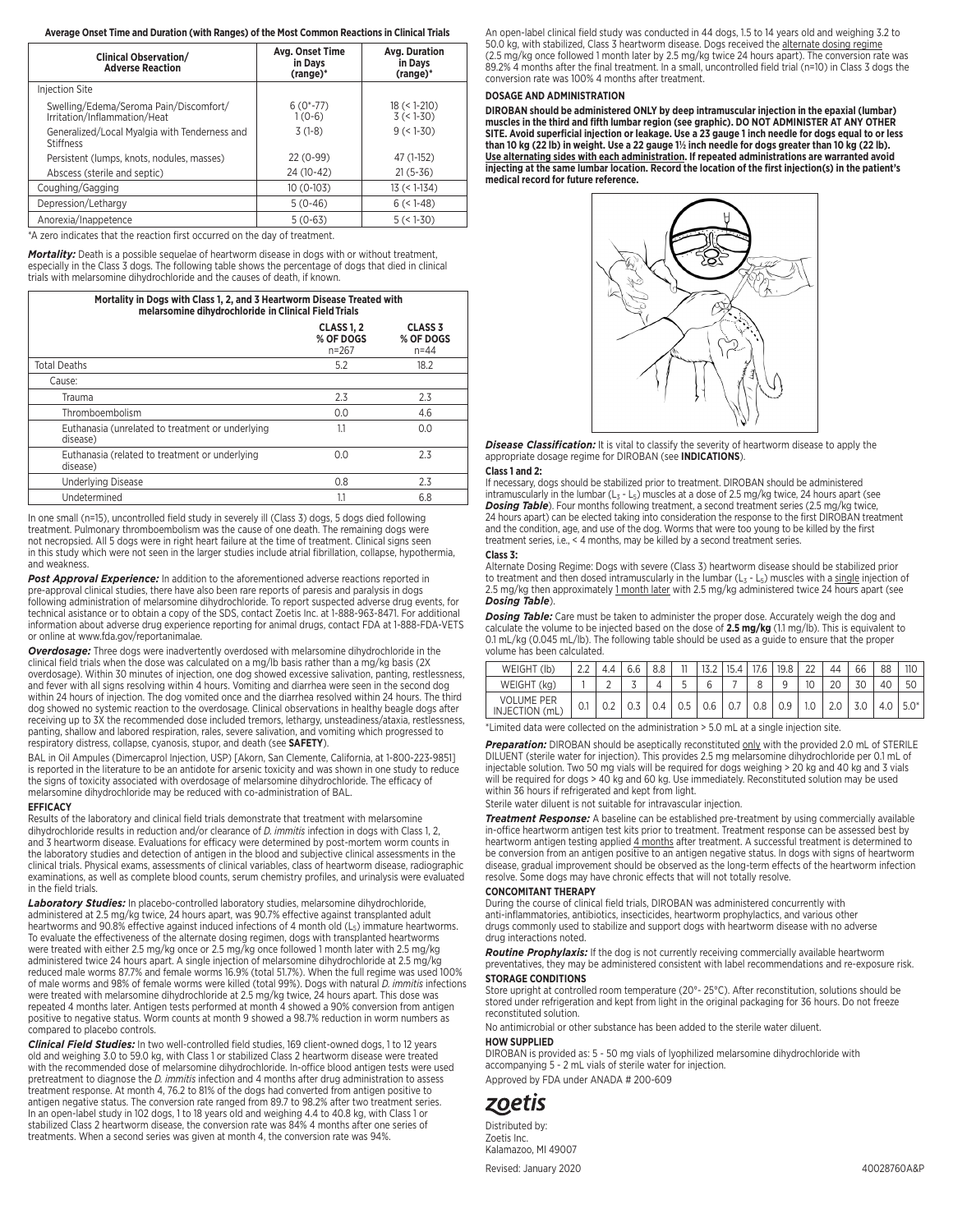**Average Onset Time and Duration (with Ranges) of the Most Common Reactions in Clinical Trials**

| Clinical Observation/ Adverse Reaction | Avg. Onset Time in Days (range)* | Avg. Duration in Days (range)* |
|---|---|---|
| Injection Site | | |
| Swelling/Edema/Seroma Pain/Discomfort/ Irritation/Inflammation/Heat | 6 (0*-77) 1 (0-6) | 18 (< 1-210) 3 (< 1-30) |
| Generalized/Local Myalgia with Tenderness and Stiffness | 3 (1-8) | 9 (< 1-30) |
| Persistent (lumps, knots, nodules, masses) | 22 (0-99) | 47 (1-152) |
| Abscess (sterile and septic) | 24 (10-42) | 21 (5-36) |
| Coughing/Gagging | 10 (0-103) | 13 (< 1-134) |
| Depression/Lethargy | 5 (0-46) | 6 (< 1-48) |
| Anorexia/Inappetence | 5 (0-63) | 5 (< 1-30) |

*A zero indicates that the reaction first occurred on the day of treatment.

***Mortality:*** Death is a possible sequelae of heartworm disease in dogs with or without treatment, especially in the Class 3 dogs. The following table shows the percentage of dogs that died in clinical trials with melarsomine dihydrochloride and the causes of death, if known.

**Mortality in Dogs with Class 1, 2, and 3 Heartworm Disease Treated with melarsomine dihydrochloride in Clinical Field Trials**

| | CLASS 1, 2 % OF DOGS n=267 | CLASS 3 % OF DOGS n=44 |
|---|---|---|
| Total Deaths | 5.2 | 18.2 |
| Cause: | | |
| Trauma | 2.3 | 2.3 |
| Thromboembolism | 0.0 | 4.6 |
| Euthanasia (unrelated to treatment or underlying disease) | 1.1 | 0.0 |
| Euthanasia (related to treatment or underlying disease) | 0.0 | 2.3 |
| Underlying Disease | 0.8 | 2.3 |
| Undetermined | 1.1 | 6.8 |

In one small (n=15), uncontrolled field study in severely ill (Class 3) dogs, 5 dogs died following treatment. Pulmonary thromboembolism was the cause of one death. The remaining dogs were not necropsied. All 5 dogs were in right heart failure at the time of treatment. Clinical signs seen in this study which were not seen in the larger studies include atrial fibrillation, collapse, hypothermia, and weakness.

***Post Approval Experience:*** In addition to the aforementioned adverse reactions reported in pre-approval clinical studies, there have also been rare reports of paresis and paralysis in dogs following administration of melarsomine dihydrochloride. To report suspected adverse drug events, for technical asistance or to obtain a copy of the SDS, contact Zoetis Inc. at 1-888-963-8471. For additional information about adverse drug experience reporting for animal drugs, contact FDA at 1-888-FDA-VETS or online at www.fda.gov/reportanimalae.

***Overdosage:*** Three dogs were inadvertently overdosed with melarsomine dihydrochloride in the clinical field trials when the dose was calculated on a mg/lb basis rather than a mg/kg basis (2X overdosage). Within 30 minutes of injection, one dog showed excessive salivation, panting, restlessness, and fever with all signs resolving within 4 hours. Vomiting and diarrhea were seen in the second dog within 24 hours of injection. The dog vomited once and the diarrhea resolved within 24 hours. The third dog showed no systemic reaction to the overdosage. Clinical observations in healthy beagle dogs after receiving up to 3X the recommended dose included tremors, lethargy, unsteadiness/ataxia, restlessness, panting, shallow and labored respiration, rales, severe salivation, and vomiting which progressed to respiratory distress, collapse, cyanosis, stupor, and death (see **SAFETY**).

BAL in Oil Ampules (Dimercaprol Injection, USP) [Akorn, San Clemente, California, at 1-800-223-9851] is reported in the literature to be an antidote for arsenic toxicity and was shown in one study to reduce the signs of toxicity associated with overdosage of melarsomine dihydrochloride. The efficacy of melarsomine dihydrochloride may be reduced with co-administration of BAL.

**EFFICACY**

Results of the laboratory and clinical field trials demonstrate that treatment with melarsomine dihydrochloride results in reduction and/or clearance of *D. immitis* infection in dogs with Class 1, 2, and 3 heartworm disease. Evaluations for efficacy were determined by post-mortem worm counts in the laboratory studies and detection of antigen in the blood and subjective clinical assessments in the clinical trials. Physical exams, assessments of clinical variables, class of heartworm disease, radiographic examinations, as well as complete blood counts, serum chemistry profiles, and urinalysis were evaluated in the field trials.

***Laboratory Studies:*** In placebo-controlled laboratory studies, melarsomine dihydrochloride, administered at 2.5 mg/kg twice, 24 hours apart, was 90.7% effective against transplanted adult heartworms and 90.8% effective against induced infections of 4 month old ($L_5$) immature heartworms. To evaluate the effectiveness of the alternate dosing regimen, dogs with transplanted heartworms were treated with either 2.5 mg/kg once or 2.5 mg/kg once followed 1 month later with 2.5 mg/kg administered twice 24 hours apart. A single injection of melarsomine dihydrochloride at 2.5 mg/kg reduced male worms 87.7% and female worms 16.9% (total 51.7%). When the full regime was used 100% of male worms and 98% of female worms were killed (total 99%). Dogs with natural *D. immitis* infections were treated with melarsomine dihydrochloride at 2.5 mg/kg twice, 24 hours apart. This dose was repeated 4 months later. Antigen tests performed at month 4 showed a 90% conversion from antigen positive to negative status. Worm counts at month 9 showed a 98.7% reduction in worm numbers as compared to placebo controls.

***Clinical Field Studies:*** In two well-controlled field studies, 169 client-owned dogs, 1 to 12 years old and weighing 3.0 to 59.0 kg, with Class 1 or stabilized Class 2 heartworm disease were treated with the recommended dose of melarsomine dihydrochloride. In-office blood antigen tests were used pretreatment to diagnose the *D. immitis* infection and 4 months after drug administration to assess treatment response. At month 4, 76.2 to 81% of the dogs had converted from antigen positive to antigen negative status. The conversion rate ranged from 89.7 to 98.2% after two treatment series. In an open-label study in 102 dogs, 1 to 18 years old and weighing 4.4 to 40.8 kg, with Class 1 or stabilized Class 2 heartworm disease, the conversion rate was 84% 4 months after one series of treatments. When a second series was given at month 4, the conversion rate was 94%.

An open-label clinical field study was conducted in 44 dogs, 1.5 to 14 years old and weighing 3.2 to 50.0 kg, with stabilized, Class 3 heartworm disease. Dogs received the alternate dosing regime (2.5 mg/kg once followed 1 month later by 2.5 mg/kg twice 24 hours apart). The conversion rate was 89.2% 4 months after the final treatment. In a small, uncontrolled field trial (n=10) in Class 3 dogs the conversion rate was 100% 4 months after treatment.

**DOSAGE AND ADMINISTRATION**

**DIROBAN should be administered ONLY by deep intramuscular injection in the epaxial (lumbar) muscles in the third and fifth lumbar region (see graphic). DO NOT ADMINISTER AT ANY OTHER SITE. Avoid superficial injection or leakage. Use a 23 gauge 1 inch needle for dogs equal to or less than 10 kg (22 lb) in weight. Use a 22 gauge 1½ inch needle for dogs greater than 10 kg (22 lb). Use alternating sides with each administration. If repeated administrations are warranted avoid injecting at the same lumbar location. Record the location of the first injection(s) in the patient's medical record for future reference.**

***Disease Classification:*** It is vital to classify the severity of heartworm disease to apply the appropriate dosage regime for DIROBAN (see **INDICATIONS**).

**Class 1 and 2:**

If necessary, dogs should be stabilized prior to treatment. DIROBAN should be administered intramuscularly in the lumbar ($L_3$ - $L_5$) muscles at a dose of 2.5 mg/kg twice, 24 hours apart (see ***Dosing Table***). Four months following treatment, a second treatment series (2.5 mg/kg twice, 24 hours apart) can be elected taking into consideration the response to the first DIROBAN treatment and the condition, age, and use of the dog. Worms that were too young to be killed by the first treatment series, i.e., < 4 months, may be killed by a second treatment series.

**Class 3:**

Alternate Dosing Regime: Dogs with severe (Class 3) heartworm disease should be stabilized prior to treatment and then dosed intramuscularly in the lumbar ($L_3$ - $L_5$) muscles with a single injection of 2.5 mg/kg then approximately 1 month later with 2.5 mg/kg administered twice 24 hours apart (see ***Dosing Table***).

***Dosing Table:*** Care must be taken to administer the proper dose. Accurately weigh the dog and calculate the volume to be injected based on the dose of **2.5 mg/kg** (1.1 mg/lb). This is equivalent to 0.1 mL/kg (0.045 mL/lb). The following table should be used as a guide to ensure that the proper volume has been calculated.

| WEIGHT (lb) | 2.2 | 4.4 | 6.6 | 8.8 | 11 | 13.2 | 15.4 | 17.6 | 19.8 | 22 | 44 | 66 | 88 | 110 |
|---|---|---|---|---|---|---|---|---|---|---|---|---|---|---|
| WEIGHT (kg) | 1 | 2 | 3 | 4 | 5 | 6 | 7 | 8 | 9 | 10 | 20 | 30 | 40 | 50 |
| VOLUME PER INJECTION (mL) | 0.1 | 0.2 | 0.3 | 0.4 | 0.5 | 0.6 | 0.7 | 0.8 | 0.9 | 1.0 | 2.0 | 3.0 | 4.0 | 5.0* |

*Limited data were collected on the administration > 5.0 mL at a single injection site.

***Preparation:*** DIROBAN should be aseptically reconstituted only with the provided 2.0 mL of STERILE DILUENT (sterile water for injection). This provides 2.5 mg melarsomine dihydrochloride per 0.1 mL of injectable solution. Two 50 mg vials will be required for dogs weighing > 20 kg and 40 kg and 3 vials will be required for dogs > 40 kg and 60 kg. Use immediately. Reconstituted solution may be used within 36 hours if refrigerated and kept from light.

Sterile water diluent is not suitable for intravascular injection.

***Treatment Response:*** A baseline can be established pre-treatment by using commercially available in-office heartworm antigen test kits prior to treatment. Treatment response can be assessed best by heartworm antigen testing applied 4 months after treatment. A successful treatment is determined to be conversion from an antigen positive to an antigen negative status. In dogs with signs of heartworm disease, gradual improvement should be observed as the long-term effects of the heartworm infection resolve. Some dogs may have chronic effects that will not totally resolve.

**CONCOMITANT THERAPY**

During the course of clinical field trials, DIROBAN was administered concurrently with anti-inflammatories, antibiotics, insecticides, heartworm prophylactics, and various other drugs commonly used to stabilize and support dogs with heartworm disease with no adverse drug interactions noted.

***Routine Prophylaxis:*** If the dog is not currently receiving commercially available heartworm preventatives, they may be administered consistent with label recommendations and re-exposure risk.

**STORAGE CONDITIONS**

Store upright at controlled room temperature (20°- 25°C). After reconstitution, solutions should be stored under refrigeration and kept from light in the original packaging for 36 hours. Do not freeze reconstituted solution.

No antimicrobial or other substance has been added to the sterile water diluent.

**HOW SUPPLIED**

DIROBAN is provided as: 5 - 50 mg vials of lyophilized melarsomine dihydrochloride with accompanying 5 - 2 mL vials of sterile water for injection.

Approved by FDA under ANADA # 200-609

zoetis

Distributed by:
Zoetis Inc.
Kalamazoo, MI 49007

Revised: January 2020

40028760A&P